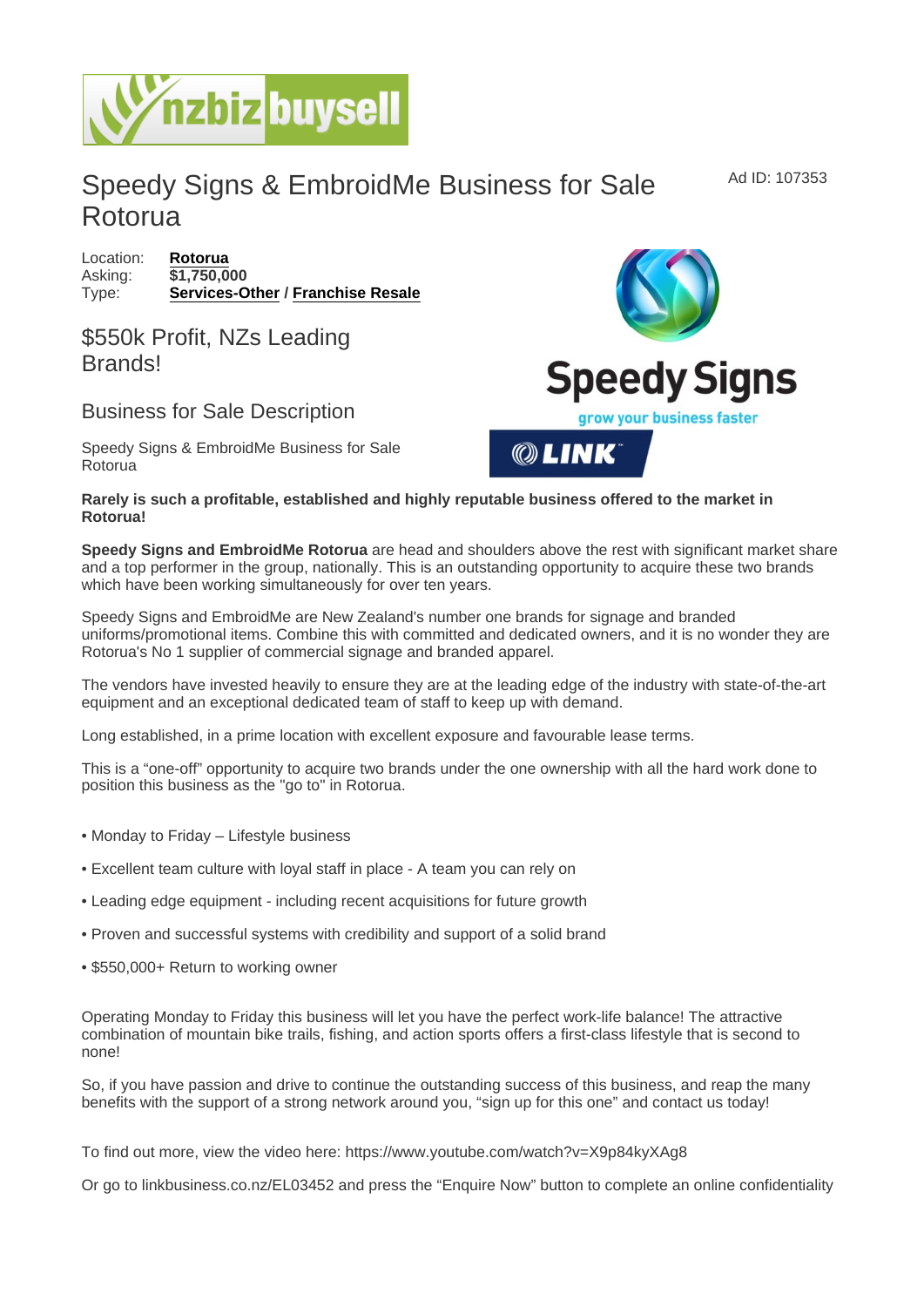# Speedy Signs & EmbroidMe Business for Sale Rotorua

Ad ID: 107353

Location: **Rotorua**
Asking: **$1,750,000**
Type: **Services-Other** / **Franchise Resale**

## $550k Profit, NZs Leading Brands!

### Business for Sale Description

Speedy Signs & EmbroidMe Business for Sale Rotorua

**Rarely is such a profitable, established and highly reputable business offered to the market in Rotorua!**

**Speedy Signs and EmbroidMe Rotorua** are head and shoulders above the rest with significant market share and a top performer in the group, nationally. This is an outstanding opportunity to acquire these two brands which have been working simultaneously for over ten years.

Speedy Signs and EmbroidMe are New Zealand's number one brands for signage and branded uniforms/promotional items. Combine this with committed and dedicated owners, and it is no wonder they are Rotorua's No 1 supplier of commercial signage and branded apparel.

The vendors have invested heavily to ensure they are at the leading edge of the industry with state-of-the-art equipment and an exceptional dedicated team of staff to keep up with demand.

Long established, in a prime location with excellent exposure and favourable lease terms.

This is a "one-off" opportunity to acquire two brands under the one ownership with all the hard work done to position this business as the "go to" in Rotorua.

- Monday to Friday – Lifestyle business
- Excellent team culture with loyal staff in place - A team you can rely on
- Leading edge equipment - including recent acquisitions for future growth
- Proven and successful systems with credibility and support of a solid brand
- $550,000+ Return to working owner

Operating Monday to Friday this business will let you have the perfect work-life balance! The attractive combination of mountain bike trails, fishing, and action sports offers a first-class lifestyle that is second to none!

So, if you have passion and drive to continue the outstanding success of this business, and reap the many benefits with the support of a strong network around you, "sign up for this one" and contact us today!

To find out more, view the video here: https://www.youtube.com/watch?v=X9p84kyXAg8

Or go to linkbusiness.co.nz/EL03452 and press the "Enquire Now" button to complete an online confidentiality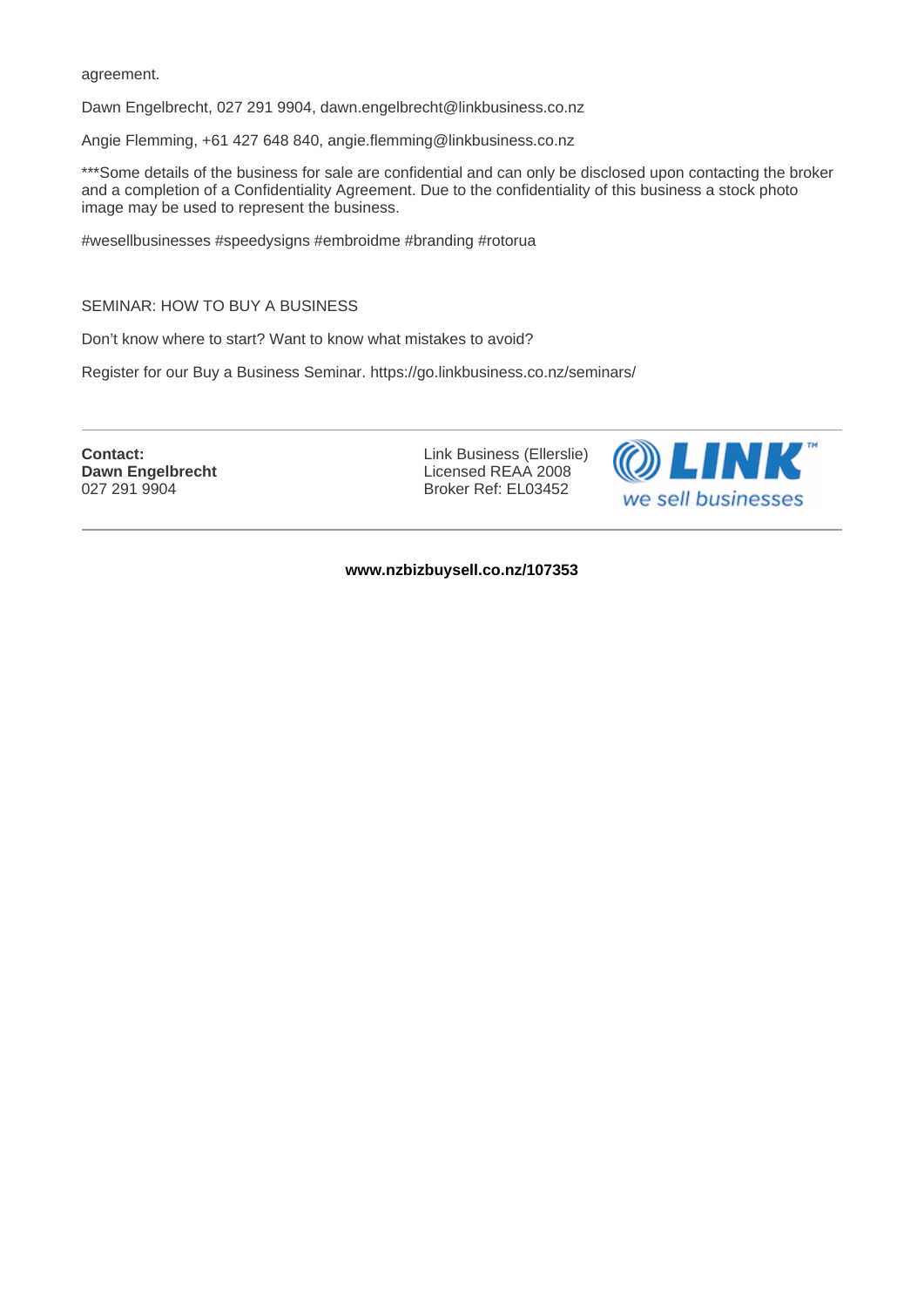agreement.

Dawn Engelbrecht, 027 291 9904, dawn.engelbrecht@linkbusiness.co.nz

Angie Flemming, +61 427 648 840, angie.flemming@linkbusiness.co.nz

***Some details of the business for sale are confidential and can only be disclosed upon contacting the broker and a completion of a Confidentiality Agreement. Due to the confidentiality of this business a stock photo image may be used to represent the business.

#wesellbusinesses #speedysigns #embroidme #branding #rotorua

SEMINAR: HOW TO BUY A BUSINESS

Don't know where to start? Want to know what mistakes to avoid?

Register for our Buy a Business Seminar. https://go.linkbusiness.co.nz/seminars/

---

**Contact:**
**Dawn Engelbrecht**
027 291 9904

Link Business (Ellerslie)
Licensed REAA 2008
Broker Ref: EL03452

LINK™
we sell businesses

---

**www.nzbizbuysell.co.nz/107353**